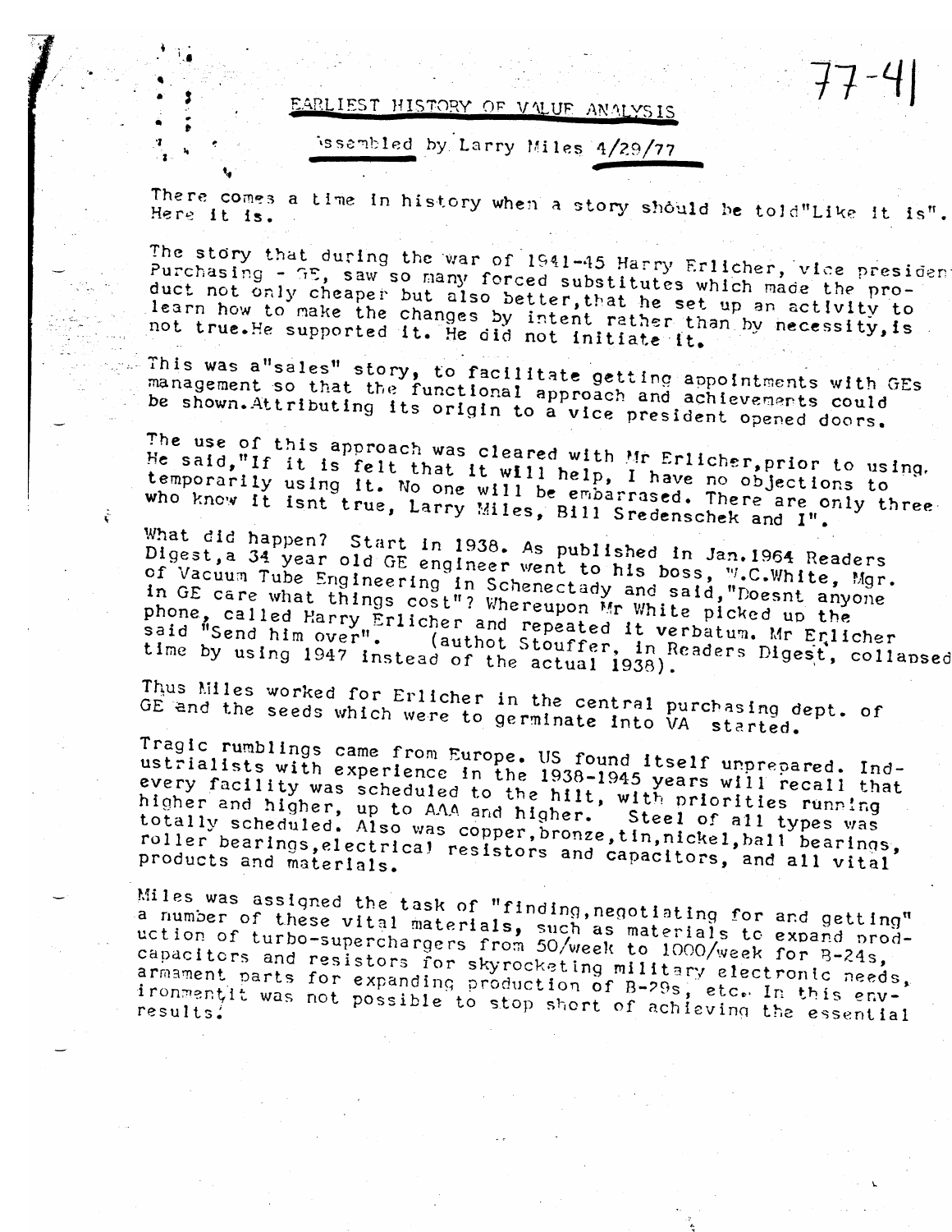77-41

# EARLIEST HISTORY OF VALUE ANALYSIS

Assembled by Larry Miles 4/29/77

There comes a time in history when a story should be told"Like it is". Here it is.

The story that during the war of 1941-45 Harry Erlicher, vice president Purchasing - GE, saw so many forced substitutes which made the product not only cheaper but also better,that he set up an activity to learn how to make the changes by intent rather than by necessity,is not true.He supported it. He did not initiate it.

This was a"sales" story, to facilitate getting appointments with GEs management so that the functional approach and achievements could be shown.Attributing its origin to a vice president opened doors.

The use of this approach was cleared with Mr Erlicher,prior to using. He said,"If it is felt that it will help, I have no objections to temporarily using it. No one will be embarrased. There are only three who know it isnt true, Larry Miles, Bill Sredenschek and I".

What did happen? Start in 1938. As published in Jan.1964 Readers Digest,a 34 year old GE engineer went to his boss, W.C.White, Mgr. of Vacuum Tube Engineering in Schenectady and said,"Doesnt anyone in GE care what things cost"? Whereupon Mr White picked up the phone, called Harry Erlicher and repeated it verbatum. Mr Erlicher said "Send him over". (authot Stouffer, in Readers Digest, collapsed time by using 1947 instead of the actual 1938).

Thus Miles worked for Erlicher in the central purchasing dept. of GE and the seeds which were to germinate into VA started.

Tragic rumblings came from Europe. US found itself unprepared. Industrialists with experience in the 1938-1945 years will recall that every facility was scheduled to the hilt, with priorities running higher and higher, up to AAA and higher. Steel of all types was totally scheduled. Also was copper,bronze,tin,nickel,ball bearings, roller bearings,electrical resistors and capacitors, and all vital products and materials.

Miles was assigned the task of "finding,negotiating for and getting" a number of these vital materials, such as materials to expand production of turbo-superchargers from 50/week to 1000/week for B-24s, capacitors and resistors for skyrocketing military electronic needs, armament parts for expanding production of B-29s, etc. In this environment,it was not possible to stop short of achieving the essential results.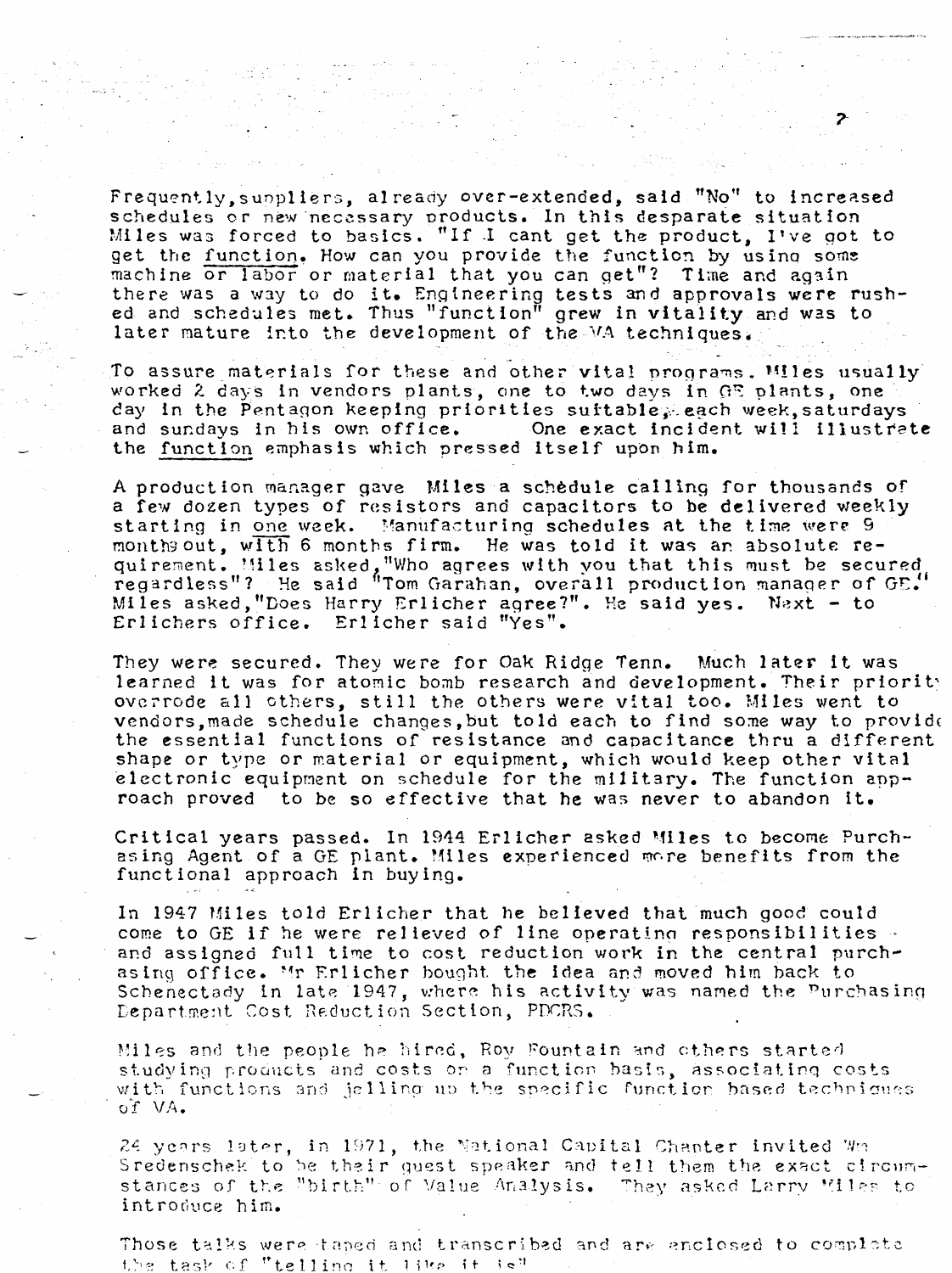Frequently, suppliers, already over-extended, said "No" to increased schedules or new necessary products. In this desparate situation Miles was forced to basics. "If I cant get the product, I've got to get the function. How can you provide the function by using some machine or labor or material that you can get"? Time and again there was a way to do it. Engineering tests and approvals were rushed and schedules met. Thus "function" grew in vitality and was to later mature into the development of the VA techniques.

To assure materials for these and other vital programs. Miles usually worked 2 days in vendors plants, one to two days in GE plants, one day in the Pentagon keeping priorities suitable, each week, saturdays and sundays in his own office. One exact incident will illustrate the function emphasis which pressed itself upon him.

A production manager gave Miles a schedule calling for thousands of a few dozen types of resistors and capacitors to be delivered weekly starting in one week. Manufacturing schedules at the time were 9 months out, with 6 months firm. He was told it was an absolute requirement. Miles asked, "Who agrees with you that this must be secured regardless"? He said "Tom Garahan, overall production manager of GE." Miles asked, "Does Harry Erlicher agree?". He said yes. Next - to Erlichers office. Erlicher said "Yes".

They were secured. They were for Oak Ridge Tenn. Much later it was learned it was for atomic bomb research and development. Their priority overrode all others, still the others were vital too. Miles went to vendors, made schedule changes, but told each to find some way to provide the essential functions of resistance and capacitance thru a different shape or type or material or equipment, which would keep other vital electronic equipment on schedule for the military. The function approach proved to be so effective that he was never to abandon it.

Critical years passed. In 1944 Erlicher asked Miles to become Purchasing Agent of a GE plant. Miles experienced more benefits from the functional approach in buying.

In 1947 Miles told Erlicher that he believed that much good could come to GE if he were relieved of line operating responsibilities and assigned full time to cost reduction work in the central purchasing office. Mr Erlicher bought the idea and moved him back to Schenectady in late 1947, where his activity was named the Purchasing Department Cost Reduction Section, PDCRS.

Miles and the people he hired, Roy Fountain and others started studying products and costs on a function basis, associating costs with functions and jelling up the specific function based techniques of VA.

24 years later, in 1971, the National Capital Chapter invited Wm Sredenschek to be their guest speaker and tell them the exact circumstances of the "birth" of Value Analysis. They asked Larry Miles to introduce him.

Those talks were taped and transcribed and are enclosed to complete the task of "telling it like it is"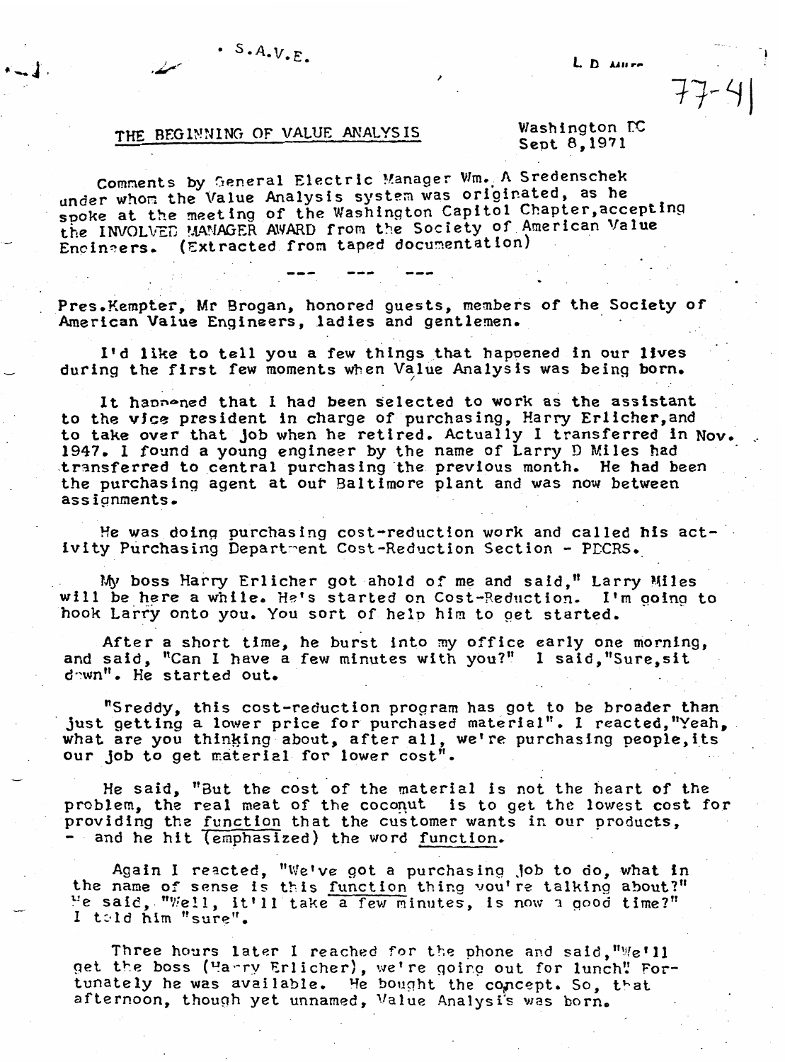• S.A.V.E.

L D Miles

77-41

## THE BEGINNING OF VALUE ANALYSIS

Washington DC
Sept 8,1971

Comments by General Electric Manager Wm. A Sredenschek under whom the Value Analysis system was originated, as he spoke at the meeting of the Washington Capitol Chapter,accepting the INVOLVED MANAGER AWARD from the Society of American Value Engineers. (Extracted from taped documentation)

--- --- ---

Pres.Kempter, Mr Brogan, honored guests, members of the Society of American Value Engineers, ladies and gentlemen.

I'd like to tell you a few things that happened in our lives during the first few moments when Value Analysis was being born.

It happened that I had been selected to work as the assistant to the vice president in charge of purchasing, Harry Erlicher,and to take over that job when he retired. Actually I transferred in Nov. 1947. I found a young engineer by the name of Larry D Miles had transferred to central purchasing the previous month. He had been the purchasing agent at our Baltimore plant and was now between assignments.

He was doing purchasing cost-reduction work and called his activity Purchasing Department Cost-Reduction Section - PDCRS.

My boss Harry Erlicher got ahold of me and said," Larry Miles will be here a while. He's started on Cost-Reduction. I'm going to hook Larry onto you. You sort of help him to get started.

After a short time, he burst into my office early one morning, and said, "Can I have a few minutes with you?" I said,"Sure,sit down". He started out.

"Sreddy, this cost-reduction program has got to be broader than just getting a lower price for purchased material". I reacted,"Yeah, what are you thinking about, after all, we're purchasing people,its our job to get material for lower cost".

He said, "But the cost of the material is not the heart of the problem, the real meat of the coconut is to get the lowest cost for providing the function that the customer wants in our products, - and he hit (emphasized) the word function.

Again I reacted, "We've got a purchasing job to do, what in the name of sense is this function thing you're talking about?" He said, "Well, it'll take a few minutes, is now a good time?" I told him "sure".

Three hours later I reached for the phone and said,"We'll get the boss (Harry Erlicher), we're going out for lunch". Fortunately he was available. He bought the concept. So, that afternoon, though yet unnamed, Value Analysis was born.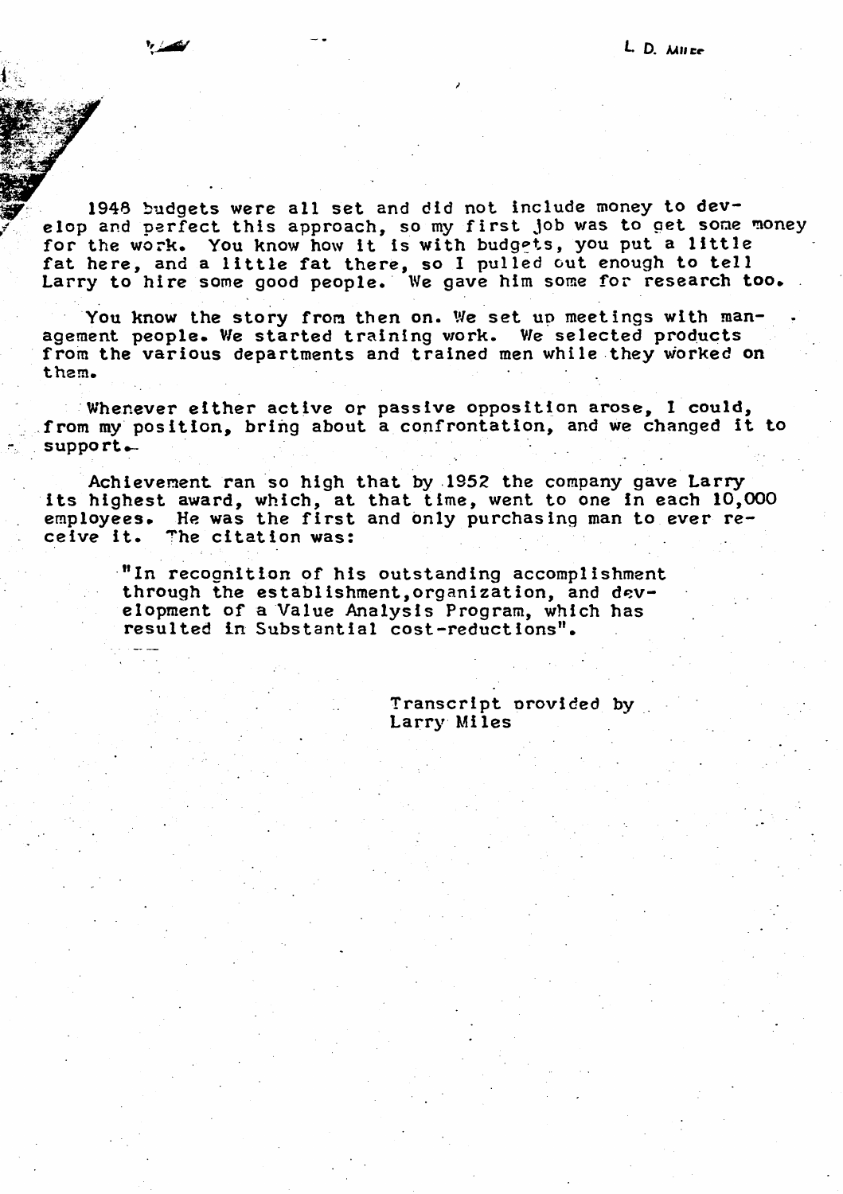1948 budgets were all set and did not include money to develop and perfect this approach, so my first job was to get some money for the work. You know how it is with budgets, you put a little fat here, and a little fat there, so I pulled out enough to tell Larry to hire some good people. We gave him some for research too.

You know the story from then on. We set up meetings with management people. We started training work. We selected products from the various departments and trained men while they worked on them.

Whenever either active or passive opposition arose, I could, from my position, bring about a confrontation, and we changed it to support.

Achievement ran so high that by 1952 the company gave Larry its highest award, which, at that time, went to one in each 10,000 employees. He was the first and only purchasing man to ever receive it. The citation was:

> "In recognition of his outstanding accomplishment through the establishment,organization, and development of a Value Analysis Program, which has resulted in Substantial cost-reductions".

Transcript provided by
Larry Miles